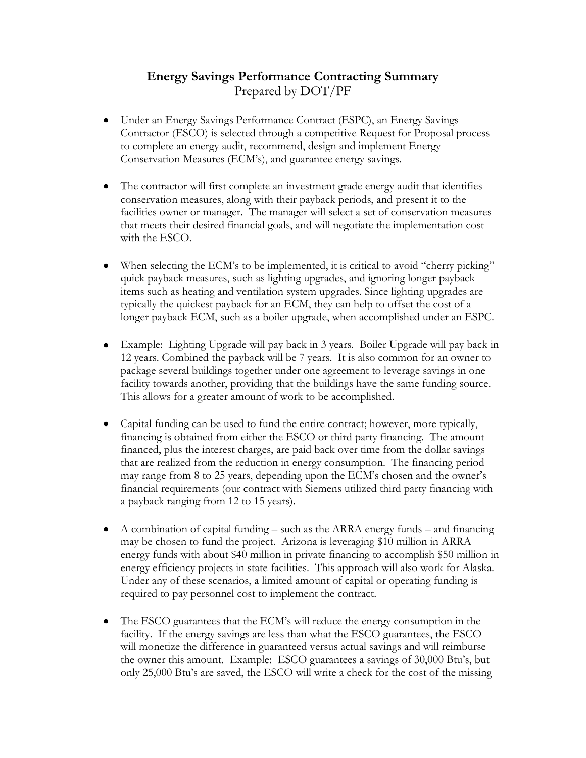# Energy Savings Performance Contracting Summary

Prepared by DOT/PF

- Under an Energy Savings Performance Contract (ESPC), an Energy Savings Contractor (ESCO) is selected through a competitive Request for Proposal process to complete an energy audit, recommend, design and implement Energy Conservation Measures (ECM's), and guarantee energy savings.

- The contractor will first complete an investment grade energy audit that identifies conservation measures, along with their payback periods, and present it to the facilities owner or manager. The manager will select a set of conservation measures that meets their desired financial goals, and will negotiate the implementation cost with the ESCO.

- When selecting the ECM's to be implemented, it is critical to avoid "cherry picking" quick payback measures, such as lighting upgrades, and ignoring longer payback items such as heating and ventilation system upgrades. Since lighting upgrades are typically the quickest payback for an ECM, they can help to offset the cost of a longer payback ECM, such as a boiler upgrade, when accomplished under an ESPC.

- Example: Lighting Upgrade will pay back in 3 years. Boiler Upgrade will pay back in 12 years. Combined the payback will be 7 years. It is also common for an owner to package several buildings together under one agreement to leverage savings in one facility towards another, providing that the buildings have the same funding source. This allows for a greater amount of work to be accomplished.

- Capital funding can be used to fund the entire contract; however, more typically, financing is obtained from either the ESCO or third party financing. The amount financed, plus the interest charges, are paid back over time from the dollar savings that are realized from the reduction in energy consumption. The financing period may range from 8 to 25 years, depending upon the ECM's chosen and the owner's financial requirements (our contract with Siemens utilized third party financing with a payback ranging from 12 to 15 years).

- A combination of capital funding – such as the ARRA energy funds – and financing may be chosen to fund the project. Arizona is leveraging $10 million in ARRA energy funds with about $40 million in private financing to accomplish $50 million in energy efficiency projects in state facilities. This approach will also work for Alaska. Under any of these scenarios, a limited amount of capital or operating funding is required to pay personnel cost to implement the contract.

- The ESCO guarantees that the ECM's will reduce the energy consumption in the facility. If the energy savings are less than what the ESCO guarantees, the ESCO will monetize the difference in guaranteed versus actual savings and will reimburse the owner this amount. Example: ESCO guarantees a savings of 30,000 Btu's, but only 25,000 Btu's are saved, the ESCO will write a check for the cost of the missing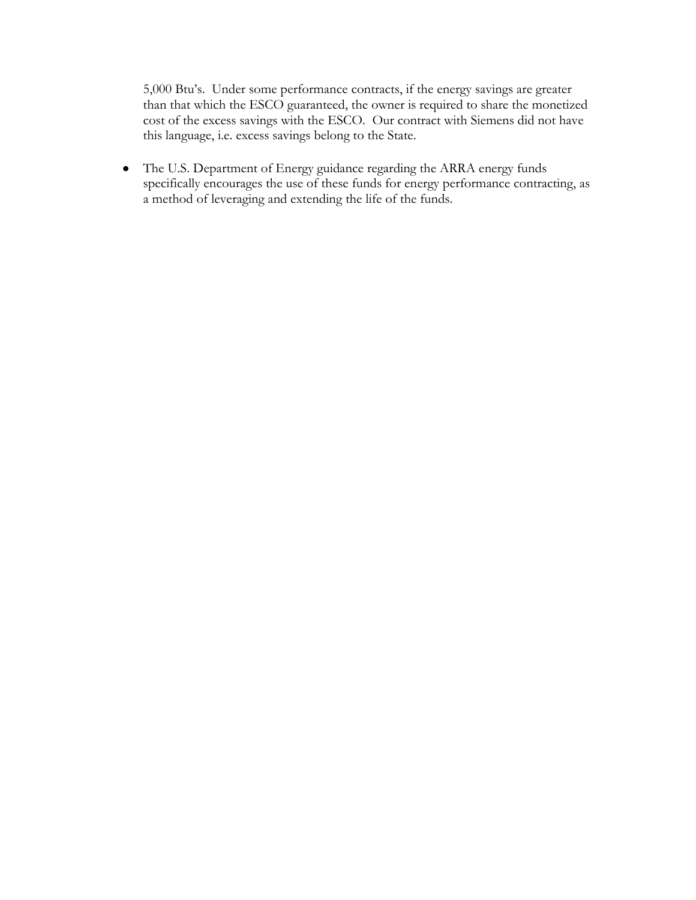5,000 Btu's.  Under some performance contracts, if the energy savings are greater than that which the ESCO guaranteed, the owner is required to share the monetized cost of the excess savings with the ESCO.  Our contract with Siemens did not have this language, i.e. excess savings belong to the State.

- The U.S. Department of Energy guidance regarding the ARRA energy funds specifically encourages the use of these funds for energy performance contracting, as a method of leveraging and extending the life of the funds.